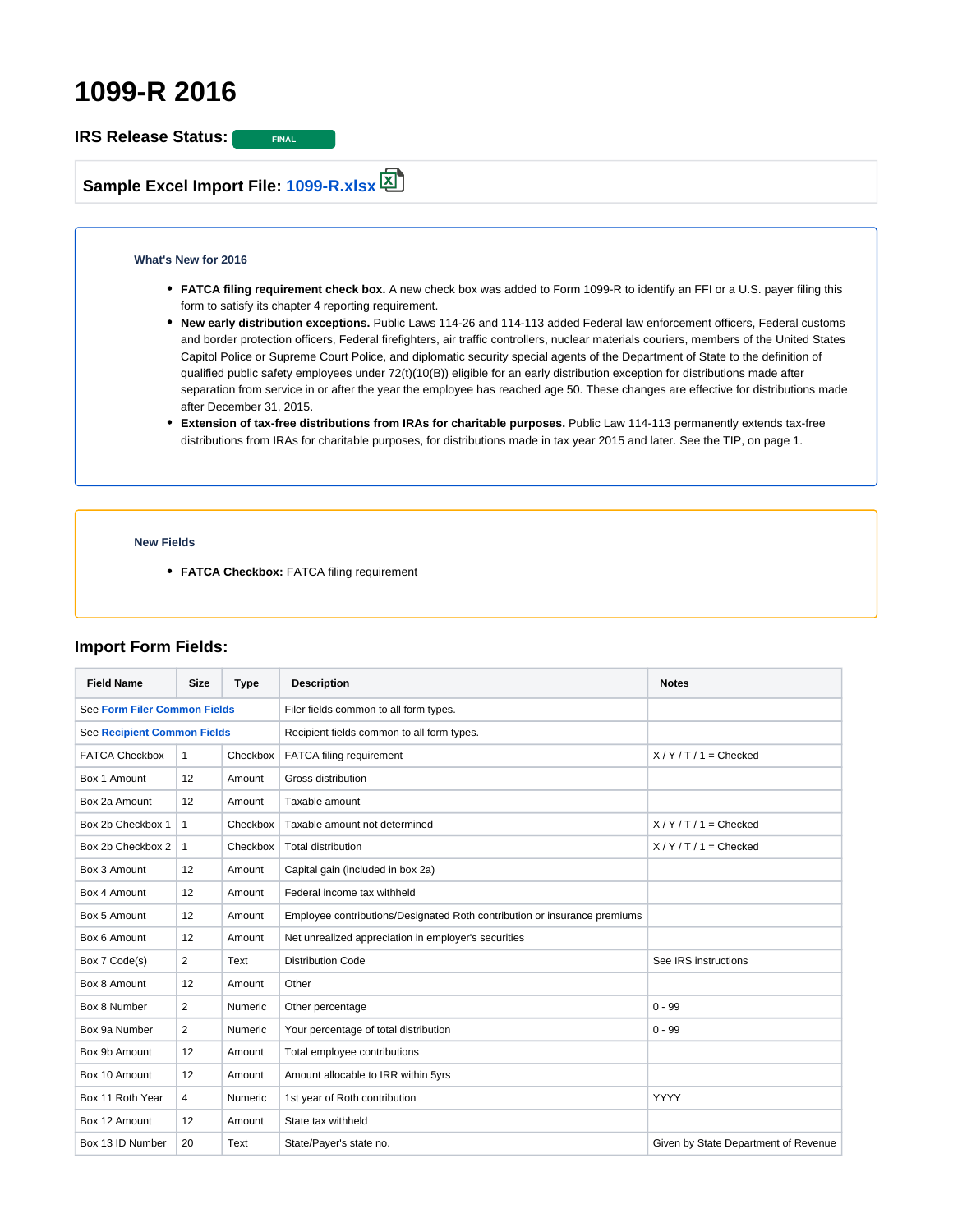# 1099-R 2016

## IRS Release Status: FINAL

### Sample Excel Import File: 1099-R.xlsx

**What's New for 2016**

- **FATCA filing requirement check box.** A new check box was added to Form 1099-R to identify an FFI or a U.S. payer filing this form to satisfy its chapter 4 reporting requirement.
- **New early distribution exceptions.** Public Laws 114-26 and 114-113 added Federal law enforcement officers, Federal customs and border protection officers, Federal firefighters, air traffic controllers, nuclear materials couriers, members of the United States Capitol Police or Supreme Court Police, and diplomatic security special agents of the Department of State to the definition of qualified public safety employees under 72(t)(10(B)) eligible for an early distribution exception for distributions made after separation from service in or after the year the employee has reached age 50. These changes are effective for distributions made after December 31, 2015.
- **Extension of tax-free distributions from IRAs for charitable purposes.** Public Law 114-113 permanently extends tax-free distributions from IRAs for charitable purposes, for distributions made in tax year 2015 and later. See the TIP, on page 1.

**New Fields**

- **FATCA Checkbox:** FATCA filing requirement

## Import Form Fields:

| Field Name | Size | Type | Description | Notes |
|---|---|---|---|---|
| See Form Filer Common Fields | | | Filer fields common to all form types. | |
| See Recipient Common Fields | | | Recipient fields common to all form types. | |
| FATCA Checkbox | 1 | Checkbox | FATCA filing requirement | X / Y / T / 1 = Checked |
| Box 1 Amount | 12 | Amount | Gross distribution | |
| Box 2a Amount | 12 | Amount | Taxable amount | |
| Box 2b Checkbox 1 | 1 | Checkbox | Taxable amount not determined | X / Y / T / 1 = Checked |
| Box 2b Checkbox 2 | 1 | Checkbox | Total distribution | X / Y / T / 1 = Checked |
| Box 3 Amount | 12 | Amount | Capital gain (included in box 2a) | |
| Box 4 Amount | 12 | Amount | Federal income tax withheld | |
| Box 5 Amount | 12 | Amount | Employee contributions/Designated Roth contribution or insurance premiums | |
| Box 6 Amount | 12 | Amount | Net unrealized appreciation in employer's securities | |
| Box 7 Code(s) | 2 | Text | Distribution Code | See IRS instructions |
| Box 8 Amount | 12 | Amount | Other | |
| Box 8 Number | 2 | Numeric | Other percentage | 0 - 99 |
| Box 9a Number | 2 | Numeric | Your percentage of total distribution | 0 - 99 |
| Box 9b Amount | 12 | Amount | Total employee contributions | |
| Box 10 Amount | 12 | Amount | Amount allocable to IRR within 5yrs | |
| Box 11 Roth Year | 4 | Numeric | 1st year of Roth contribution | YYYY |
| Box 12 Amount | 12 | Amount | State tax withheld | |
| Box 13 ID Number | 20 | Text | State/Payer's state no. | Given by State Department of Revenue |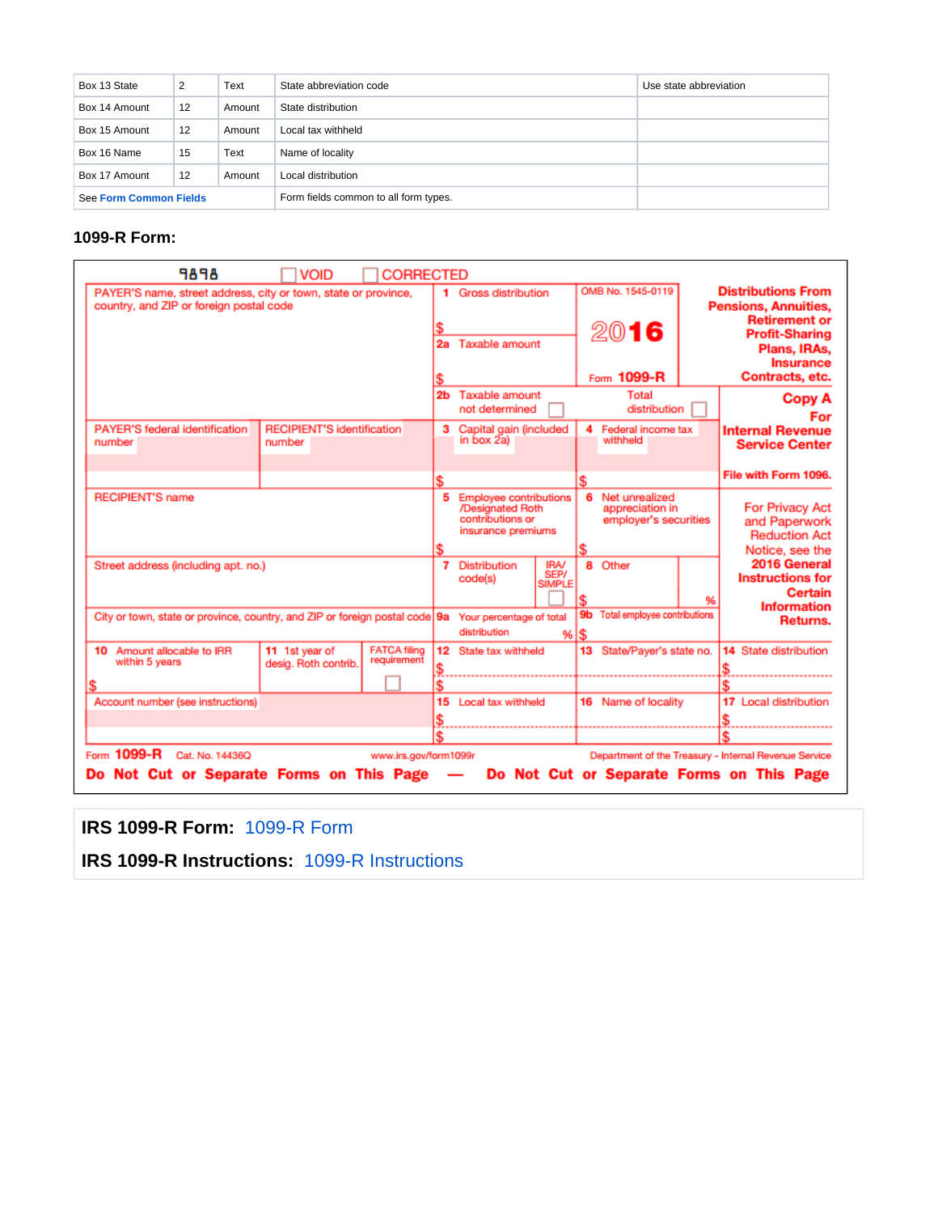| | | | | |
|---|---|---|---|---|
| Box 13 State | 2 | Text | State abbreviation code | Use state abbreviation |
| Box 14 Amount | 12 | Amount | State distribution | |
| Box 15 Amount | 12 | Amount | Local tax withheld | |
| Box 16 Name | 15 | Text | Name of locality | |
| Box 17 Amount | 12 | Amount | Local distribution | |
| See **Form Common Fields** | | | Form fields common to all form types. | |

### 1099-R Form:

9898 ☐ VOID ☐ CORRECTED

| | | | | |
|---|---|---|---|---|
| PAYER'S name, street address, city or town, state or province, country, and ZIP or foreign postal code | | 1 Gross distribution $<br>2a Taxable amount $ | OMB No. 1545-0119<br>2016<br>Form 1099-R | Distributions From Pensions, Annuities, Retirement or Profit-Sharing Plans, IRAs, Insurance Contracts, etc. |
| | | 2b Taxable amount not determined ☐ | Total distribution ☐ | Copy A For Internal Revenue Service Center<br>File with Form 1096. |
| PAYER'S federal identification number | RECIPIENT'S identification number | 3 Capital gain (included in box 2a) $ | 4 Federal income tax withheld $ | |
| RECIPIENT'S name | | 5 Employee contributions /Designated Roth contributions or insurance premiums $ | 6 Net unrealized appreciation in employer's securities $ | For Privacy Act and Paperwork Reduction Act Notice, see the 2016 General Instructions for Certain Information Returns. |
| Street address (including apt. no.) | | 7 Distribution code(s) / IRA/ SEP/ SIMPLE ☐ | 8 Other $ % | |
| City or town, state or province, country, and ZIP or foreign postal code | | 9a Your percentage of total distribution % | 9b Total employee contributions $ | |
| 10 Amount allocable to IRR within 5 years $ | 11 1st year of desig. Roth contrib. / FATCA filing requirement ☐ | 12 State tax withheld $ $ | 13 State/Payer's state no. | 14 State distribution $ $ |
| Account number (see instructions) | | 15 Local tax withheld $ $ | 16 Name of locality | 17 Local distribution $ $ |

Form **1099-R** Cat. No. 14436Q www.irs.gov/form1099r Department of the Treasury - Internal Revenue Service

**Do Not Cut or Separate Forms on This Page — Do Not Cut or Separate Forms on This Page**

**IRS 1099-R Form:** 1099-R Form

**IRS 1099-R Instructions:** 1099-R Instructions